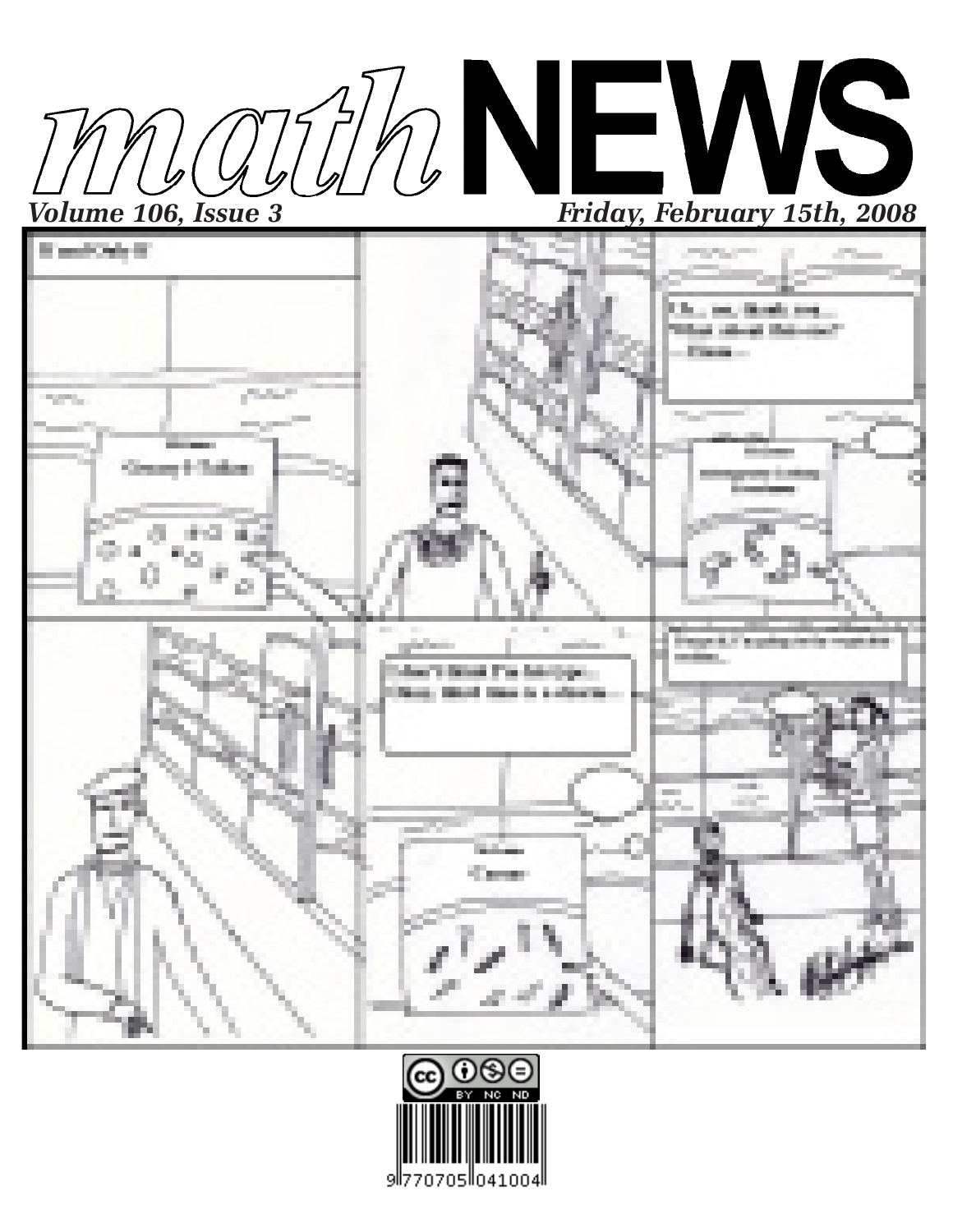# *math*NEWS

*Volume 106, Issue 3* — *Friday, February 15th, 2008*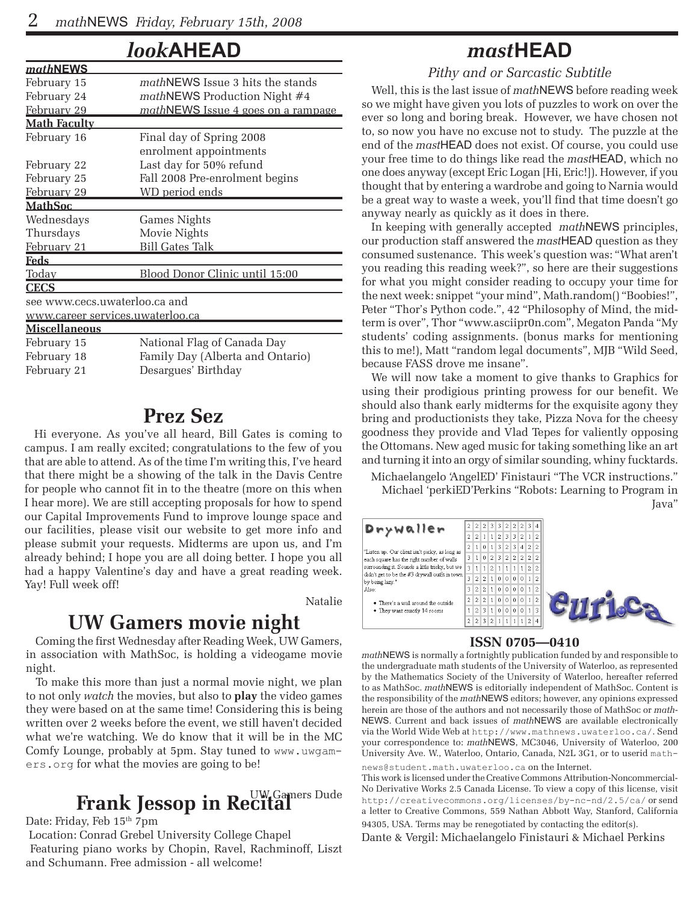## *look*AHEAD

| *math*NEWS | |
|---|---|
| February 15 | *math*NEWS Issue 3 hits the stands |
| February 24 | *math*NEWS Production Night #4 |
| February 29 | *math*NEWS Issue 4 goes on a rampage |
| **Math Faculty** | |
| February 16 | Final day of Spring 2008 enrolment appointments |
| February 22 | Last day for 50% refund |
| February 25 | Fall 2008 Pre-enrolment begins |
| February 29 | WD period ends |
| **MathSoc** | |
| Wednesdays | Games Nights |
| Thursdays | Movie Nights |
| February 21 | Bill Gates Talk |
| **Feds** | |
| Today | Blood Donor Clinic until 15:00 |
| **CECS** | |
| see www.cecs.uwaterloo.ca and www.career services.uwaterloo.ca | |
| **Miscellaneous** | |
| February 15 | National Flag of Canada Day |
| February 18 | Family Day (Alberta and Ontario) |
| February 21 | Desargues' Birthday |

## Prez Sez

Hi everyone. As you've all heard, Bill Gates is coming to campus. I am really excited; congratulations to the few of you that are able to attend. As of the time I'm writing this, I've heard that there might be a showing of the talk in the Davis Centre for people who cannot fit in to the theatre (more on this when I hear more). We are still accepting proposals for how to spend our Capital Improvements Fund to improve lounge space and our facilities, please visit our website to get more info and please submit your requests. Midterms are upon us, and I'm already behind; I hope you are all doing better. I hope you all had a happy Valentine's day and have a great reading week. Yay! Full week off!

Natalie

## UW Gamers movie night

Coming the first Wednesday after Reading Week, UW Gamers, in association with MathSoc, is holding a videogame movie night.

To make this more than just a normal movie night, we plan to not only *watch* the movies, but also to **play** the video games they were based on at the same time! Considering this is being written over 2 weeks before the event, we still haven't decided what we're watching. We do know that it will be in the MC Comfy Lounge, probably at 5pm. Stay tuned to www.uwgamers.org for what the movies are going to be!

UW Gamers Dude

## Frank Jessop in Recital

Date: Friday, Feb 15th 7pm

Location: Conrad Grebel University College Chapel

Featuring piano works by Chopin, Ravel, Rachminoff, Liszt and Schumann. Free admission - all welcome!

## *mast*HEAD

*Pithy and or Sarcastic Subtitle*

Well, this is the last issue of *math*NEWS before reading week so we might have given you lots of puzzles to work on over the ever so long and boring break. However, we have chosen not to, so now you have no excuse not to study. The puzzle at the end of the *mast*HEAD does not exist. Of course, you could use your free time to do things like read the *mast*HEAD, which no one does anyway (except Eric Logan [Hi, Eric!]). However, if you thought that by entering a wardrobe and going to Narnia would be a great way to waste a week, you'll find that time doesn't go anyway nearly as quickly as it does in there.

In keeping with generally accepted *math*NEWS principles, our production staff answered the *mast*HEAD question as they consumed sustenance. This week's question was: "What aren't you reading this reading week?", so here are their suggestions for what you might consider reading to occupy your time for the next week: snippet "your mind", Math.random() "Boobies!", Peter "Thor's Python code.", 42 "Philosophy of Mind, the midterm is over", Thor "www.asciipr0n.com", Megaton Panda "My students' coding assignments. (bonus marks for mentioning this to me!), Matt "random legal documents", MJB "Wild Seed, because FASS drove me insane".

We will now take a moment to give thanks to Graphics for using their prodigious printing prowess for our benefit. We should also thank early midterms for the exquisite agony they bring and productionists they take, Pizza Nova for the cheesy goodness they provide and Vlad Tepes for valiently opposing the Ottomans. New aged music for taking something like an art and turning it into an orgy of similar sounding, whiny fucktards.

Michaelangelo 'AngelED' Finistauri "The VCR instructions."
Michael 'perkiED'Perkins "Robots: Learning to Program in Java"

**Drywaller**

"Listen up. Our client isn't picky, as long as each square has the right number of walls surrounding it. Sounds a little tricky, but we didn't get to be the #3 drywall outfit in town by being lazy."

Also:

- There's a wall around the outside
- They want exactly 14 rooms

| | | | | | | | | | |
|---|---|---|---|---|---|---|---|---|---|
| 2 | 2 | 2 | 3 | 3 | 2 | 2 | 2 | 3 | 4 |
| 2 | 2 | 1 | 1 | 2 | 3 | 3 | 2 | 1 | 2 |
| 2 | 1 | 0 | 1 | 3 | 2 | 3 | 4 | 2 | 2 |
| 3 | 1 | 0 | 2 | 3 | 2 | 2 | 2 | 2 | 2 |
| 3 | 1 | 1 | 2 | 1 | 1 | 1 | 1 | 2 | 2 |
| 3 | 2 | 2 | 1 | 0 | 0 | 0 | 0 | 1 | 2 |
| 3 | 2 | 2 | 1 | 0 | 0 | 0 | 0 | 1 | 2 |
| 2 | 2 | 2 | 1 | 0 | 0 | 0 | 0 | 1 | 2 |
| 1 | 2 | 3 | 1 | 0 | 0 | 0 | 0 | 1 | 3 |
| 2 | 2 | 3 | 2 | 1 | 1 | 1 | 1 | 2 | 4 |

euri.ca

**ISSN 0705—0410**

*math*NEWS is normally a fortnightly publication funded by and responsible to the undergraduate math students of the University of Waterloo, as represented by the Mathematics Society of the University of Waterloo, hereafter referred to as MathSoc. *math*NEWS is editorially independent of MathSoc. Content is the responsibility of the *math*NEWS editors; however, any opinions expressed herein are those of the authors and not necessarily those of MathSoc or *math*NEWS. Current and back issues of *math*NEWS are available electronically via the World Wide Web at http://www.mathnews.uwaterloo.ca/. Send your correspondence to: *math*NEWS, MC3046, University of Waterloo, 200 University Ave. W., Waterloo, Ontario, Canada, N2L 3G1, or to userid mathnews@student.math.uwaterloo.ca on the Internet.

This work is licensed under the Creative Commons Attribution-Noncommercial-No Derivative Works 2.5 Canada License. To view a copy of this license, visit http://creativecommons.org/licenses/by-nc-nd/2.5/ca/ or send a letter to Creative Commons, 559 Nathan Abbott Way, Stanford, California 94305, USA. Terms may be renegotiated by contacting the editor(s).

Dante & Vergil: Michaelangelo Finistauri & Michael Perkins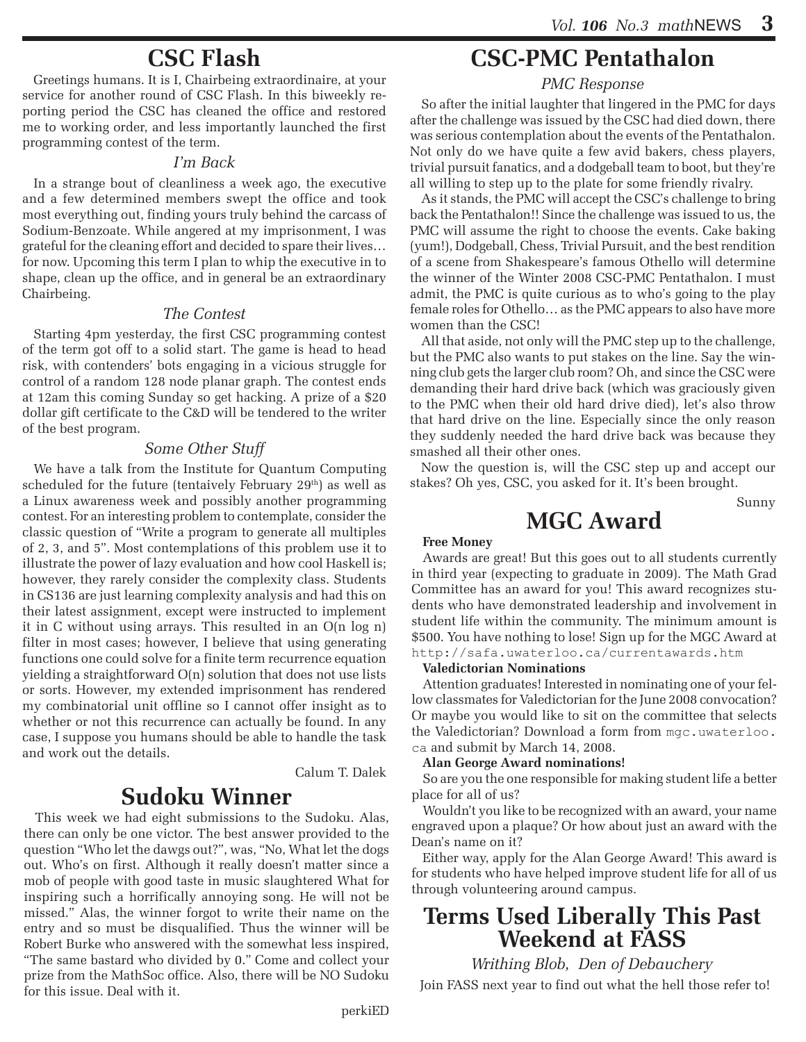# CSC Flash

Greetings humans. It is I, Chairbeing extraordinaire, at your service for another round of CSC Flash. In this biweekly reporting period the CSC has cleaned the office and restored me to working order, and less importantly launched the first programming contest of the term.

### *I'm Back*

In a strange bout of cleanliness a week ago, the executive and a few determined members swept the office and took most everything out, finding yours truly behind the carcass of Sodium-Benzoate. While angered at my imprisonment, I was grateful for the cleaning effort and decided to spare their lives… for now. Upcoming this term I plan to whip the executive in to shape, clean up the office, and in general be an extraordinary Chairbeing.

### *The Contest*

Starting 4pm yesterday, the first CSC programming contest of the term got off to a solid start. The game is head to head risk, with contenders' bots engaging in a vicious struggle for control of a random 128 node planar graph. The contest ends at 12am this coming Sunday so get hacking. A prize of a $20 dollar gift certificate to the C&D will be tendered to the writer of the best program.

### *Some Other Stuff*

We have a talk from the Institute for Quantum Computing scheduled for the future (tentaively February 29th) as well as a Linux awareness week and possibly another programming contest. For an interesting problem to contemplate, consider the classic question of "Write a program to generate all multiples of 2, 3, and 5". Most contemplations of this problem use it to illustrate the power of lazy evaluation and how cool Haskell is; however, they rarely consider the complexity class. Students in CS136 are just learning complexity analysis and had this on their latest assignment, except were instructed to implement it in C without using arrays. This resulted in an O(n log n) filter in most cases; however, I believe that using generating functions one could solve for a finite term recurrence equation yielding a straightforward O(n) solution that does not use lists or sorts. However, my extended imprisonment has rendered my combinatorial unit offline so I cannot offer insight as to whether or not this recurrence can actually be found. In any case, I suppose you humans should be able to handle the task and work out the details.

Calum T. Dalek

# Sudoku Winner

This week we had eight submissions to the Sudoku. Alas, there can only be one victor. The best answer provided to the question "Who let the dawgs out?", was, "No, What let the dogs out. Who's on first. Although it really doesn't matter since a mob of people with good taste in music slaughtered What for inspiring such a horrifically annoying song. He will not be missed." Alas, the winner forgot to write their name on the entry and so must be disqualified. Thus the winner will be Robert Burke who answered with the somewhat less inspired, "The same bastard who divided by 0." Come and collect your prize from the MathSoc office. Also, there will be NO Sudoku for this issue. Deal with it.

perkiED

# CSC-PMC Pentathalon

### *PMC Response*

So after the initial laughter that lingered in the PMC for days after the challenge was issued by the CSC had died down, there was serious contemplation about the events of the Pentathalon. Not only do we have quite a few avid bakers, chess players, trivial pursuit fanatics, and a dodgeball team to boot, but they're all willing to step up to the plate for some friendly rivalry.

As it stands, the PMC will accept the CSC's challenge to bring back the Pentathalon!! Since the challenge was issued to us, the PMC will assume the right to choose the events. Cake baking (yum!), Dodgeball, Chess, Trivial Pursuit, and the best rendition of a scene from Shakespeare's famous Othello will determine the winner of the Winter 2008 CSC-PMC Pentathalon. I must admit, the PMC is quite curious as to who's going to the play female roles for Othello… as the PMC appears to also have more women than the CSC!

All that aside, not only will the PMC step up to the challenge, but the PMC also wants to put stakes on the line. Say the winning club gets the larger club room? Oh, and since the CSC were demanding their hard drive back (which was graciously given to the PMC when their old hard drive died), let's also throw that hard drive on the line. Especially since the only reason they suddenly needed the hard drive back was because they smashed all their other ones.

Now the question is, will the CSC step up and accept our stakes? Oh yes, CSC, you asked for it. It's been brought.

Sunny

# MGC Award

**Free Money**

Awards are great! But this goes out to all students currently in third year (expecting to graduate in 2009). The Math Grad Committee has an award for you! This award recognizes students who have demonstrated leadership and involvement in student life within the community. The minimum amount is $500. You have nothing to lose! Sign up for the MGC Award at `http://safa.uwaterloo.ca/currentawards.htm`

**Valedictorian Nominations**

Attention graduates! Interested in nominating one of your fellow classmates for Valedictorian for the June 2008 convocation? Or maybe you would like to sit on the committee that selects the Valedictorian? Download a form from `mgc.uwaterloo.ca` and submit by March 14, 2008.

**Alan George Award nominations!**

So are you the one responsible for making student life a better place for all of us?

Wouldn't you like to be recognized with an award, your name engraved upon a plaque? Or how about just an award with the Dean's name on it?

Either way, apply for the Alan George Award! This award is for students who have helped improve student life for all of us through volunteering around campus.

# Terms Used Liberally This Past Weekend at FASS

*Writhing Blob, Den of Debauchery*

Join FASS next year to find out what the hell those refer to!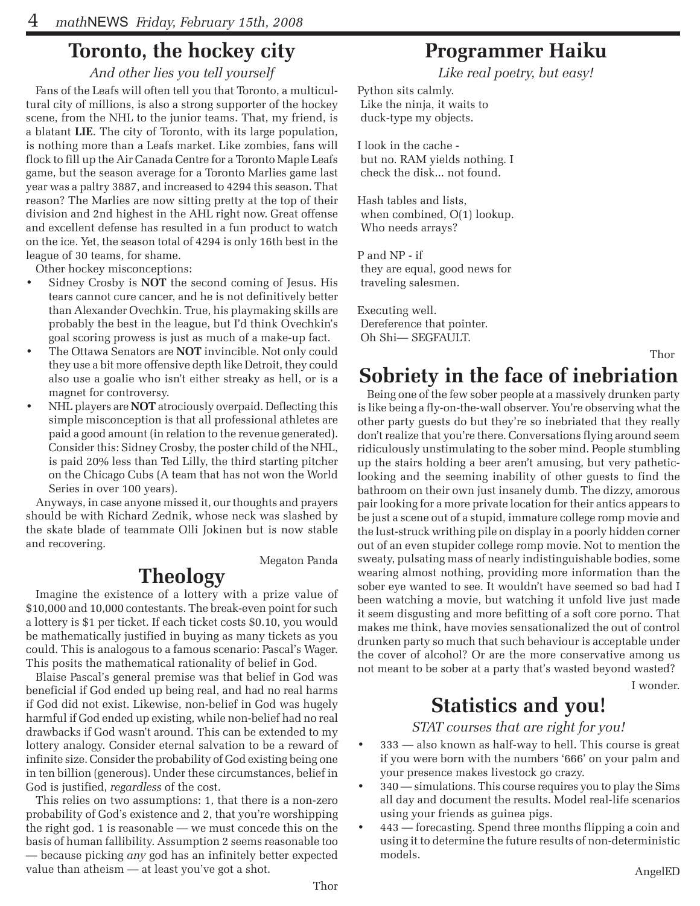## Toronto, the hockey city

*And other lies you tell yourself*

Fans of the Leafs will often tell you that Toronto, a multicultural city of millions, is also a strong supporter of the hockey scene, from the NHL to the junior teams. That, my friend, is a blatant **LIE**. The city of Toronto, with its large population, is nothing more than a Leafs market. Like zombies, fans will flock to fill up the Air Canada Centre for a Toronto Maple Leafs game, but the season average for a Toronto Marlies game last year was a paltry 3887, and increased to 4294 this season. That reason? The Marlies are now sitting pretty at the top of their division and 2nd highest in the AHL right now. Great offense and excellent defense has resulted in a fun product to watch on the ice. Yet, the season total of 4294 is only 16th best in the league of 30 teams, for shame.

Other hockey misconceptions:

- Sidney Crosby is **NOT** the second coming of Jesus. His tears cannot cure cancer, and he is not definitively better than Alexander Ovechkin. True, his playmaking skills are probably the best in the league, but I'd think Ovechkin's goal scoring prowess is just as much of a make-up fact.
- The Ottawa Senators are **NOT** invincible. Not only could they use a bit more offensive depth like Detroit, they could also use a goalie who isn't either streaky as hell, or is a magnet for controversy.
- NHL players are **NOT** atrociously overpaid. Deflecting this simple misconception is that all professional athletes are paid a good amount (in relation to the revenue generated). Consider this: Sidney Crosby, the poster child of the NHL, is paid 20% less than Ted Lilly, the third starting pitcher on the Chicago Cubs (A team that has not won the World Series in over 100 years).

Anyways, in case anyone missed it, our thoughts and prayers should be with Richard Zednik, whose neck was slashed by the skate blade of teammate Olli Jokinen but is now stable and recovering.

Megaton Panda

## Theology

Imagine the existence of a lottery with a prize value of $10,000 and 10,000 contestants. The break-even point for such a lottery is $1 per ticket. If each ticket costs $0.10, you would be mathematically justified in buying as many tickets as you could. This is analogous to a famous scenario: Pascal's Wager. This posits the mathematical rationality of belief in God.

Blaise Pascal's general premise was that belief in God was beneficial if God ended up being real, and had no real harms if God did not exist. Likewise, non-belief in God was hugely harmful if God ended up existing, while non-belief had no real drawbacks if God wasn't around. This can be extended to my lottery analogy. Consider eternal salvation to be a reward of infinite size. Consider the probability of God existing being one in ten billion (generous). Under these circumstances, belief in God is justified, *regardless* of the cost.

This relies on two assumptions: 1, that there is a non-zero probability of God's existence and 2, that you're worshipping the right god. 1 is reasonable — we must concede this on the basis of human fallibility. Assumption 2 seems reasonable too — because picking *any* god has an infinitely better expected value than atheism — at least you've got a shot.

Thor

## Programmer Haiku

*Like real poetry, but easy!*

Python sits calmly.
Like the ninja, it waits to
duck-type my objects.

I look in the cache -
but no. RAM yields nothing. I
check the disk... not found.

Hash tables and lists,
when combined, O(1) lookup.
Who needs arrays?

P and NP - if
they are equal, good news for
traveling salesmen.

Executing well.
Dereference that pointer.
Oh Shi— SEGFAULT.

Thor

## Sobriety in the face of inebriation

Being one of the few sober people at a massively drunken party is like being a fly-on-the-wall observer. You're observing what the other party guests do but they're so inebriated that they really don't realize that you're there. Conversations flying around seem ridiculously unstimulating to the sober mind. People stumbling up the stairs holding a beer aren't amusing, but very pathetic-looking and the seeming inability of other guests to find the bathroom on their own just insanely dumb. The dizzy, amorous pair looking for a more private location for their antics appears to be just a scene out of a stupid, immature college romp movie and the lust-struck writhing pile on display in a poorly hidden corner out of an even stupider college romp movie. Not to mention the sweaty, pulsating mass of nearly indistinguishable bodies, some wearing almost nothing, providing more information than the sober eye wanted to see. It wouldn't have seemed so bad had I been watching a movie, but watching it unfold live just made it seem disgusting and more befitting of a soft core porno. That makes me think, have movies sensationalized the out of control drunken party so much that such behaviour is acceptable under the cover of alcohol? Or are the more conservative among us not meant to be sober at a party that's wasted beyond wasted?

I wonder.

## Statistics and you!

*STAT courses that are right for you!*

- 333 — also known as half-way to hell. This course is great if you were born with the numbers '666' on your palm and your presence makes livestock go crazy.
- 340 — simulations. This course requires you to play the Sims all day and document the results. Model real-life scenarios using your friends as guinea pigs.
- 443 — forecasting. Spend three months flipping a coin and using it to determine the future results of non-deterministic models.

AngelED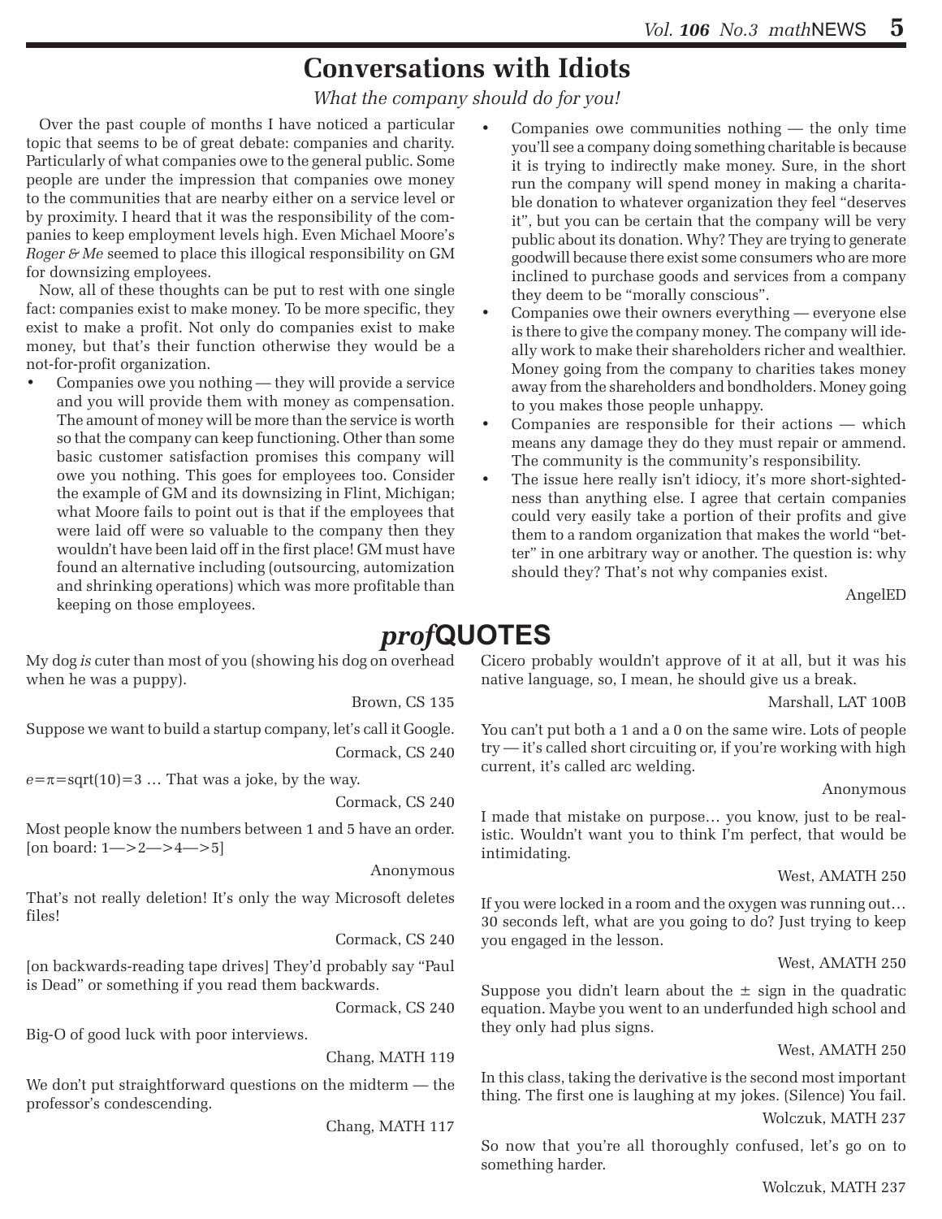# Conversations with Idiots

*What the company should do for you!*

Over the past couple of months I have noticed a particular topic that seems to be of great debate: companies and charity. Particularly of what companies owe to the general public. Some people are under the impression that companies owe money to the communities that are nearby either on a service level or by proximity. I heard that it was the responsibility of the companies to keep employment levels high. Even Michael Moore's *Roger & Me* seemed to place this illogical responsibility on GM for downsizing employees.

Now, all of these thoughts can be put to rest with one single fact: companies exist to make money. To be more specific, they exist to make a profit. Not only do companies exist to make money, but that's their function otherwise they would be a not-for-profit organization.

- Companies owe you nothing — they will provide a service and you will provide them with money as compensation. The amount of money will be more than the service is worth so that the company can keep functioning. Other than some basic customer satisfaction promises this company will owe you nothing. This goes for employees too. Consider the example of GM and its downsizing in Flint, Michigan; what Moore fails to point out is that if the employees that were laid off were so valuable to the company then they wouldn't have been laid off in the first place! GM must have found an alternative including (outsourcing, automization and shrinking operations) which was more profitable than keeping on those employees.
- Companies owe communities nothing — the only time you'll see a company doing something charitable is because it is trying to indirectly make money. Sure, in the short run the company will spend money in making a charitable donation to whatever organization they feel "deserves it", but you can be certain that the company will be very public about its donation. Why? They are trying to generate goodwill because there exist some consumers who are more inclined to purchase goods and services from a company they deem to be "morally conscious".
- Companies owe their owners everything — everyone else is there to give the company money. The company will ideally work to make their shareholders richer and wealthier. Money going from the company to charities takes money away from the shareholders and bondholders. Money going to you makes those people unhappy.
- Companies are responsible for their actions — which means any damage they do they must repair or ammend. The community is the community's responsibility.
- The issue here really isn't idiocy, it's more short-sightedness than anything else. I agree that certain companies could very easily take a portion of their profits and give them to a random organization that makes the world "better" in one arbitrary way or another. The question is: why should they? That's not why companies exist.

AngelED

# *prof*QUOTES

My dog *is* cuter than most of you (showing his dog on overhead when he was a puppy).

Brown, CS 135

Suppose we want to build a startup company, let's call it Google.

Cormack, CS 240

$e=\pi=\text{sqrt}(10)=3$ … That was a joke, by the way.

Cormack, CS 240

Most people know the numbers between 1 and 5 have an order. [on board: 1—>2—>4—>5]

Anonymous

That's not really deletion! It's only the way Microsoft deletes files!

Cormack, CS 240

[on backwards-reading tape drives] They'd probably say "Paul is Dead" or something if you read them backwards.

Cormack, CS 240

Big-O of good luck with poor interviews.

Chang, MATH 119

We don't put straightforward questions on the midterm — the professor's condescending.

Chang, MATH 117

Cicero probably wouldn't approve of it at all, but it was his native language, so, I mean, he should give us a break.

Marshall, LAT 100B

You can't put both a 1 and a 0 on the same wire. Lots of people try — it's called short circuiting or, if you're working with high current, it's called arc welding.

Anonymous

I made that mistake on purpose… you know, just to be realistic. Wouldn't want you to think I'm perfect, that would be intimidating.

West, AMATH 250

If you were locked in a room and the oxygen was running out… 30 seconds left, what are you going to do? Just trying to keep you engaged in the lesson.

West, AMATH 250

Suppose you didn't learn about the $\pm$ sign in the quadratic equation. Maybe you went to an underfunded high school and they only had plus signs.

West, AMATH 250

In this class, taking the derivative is the second most important thing. The first one is laughing at my jokes. (Silence) You fail.

Wolczuk, MATH 237

So now that you're all thoroughly confused, let's go on to something harder.

Wolczuk, MATH 237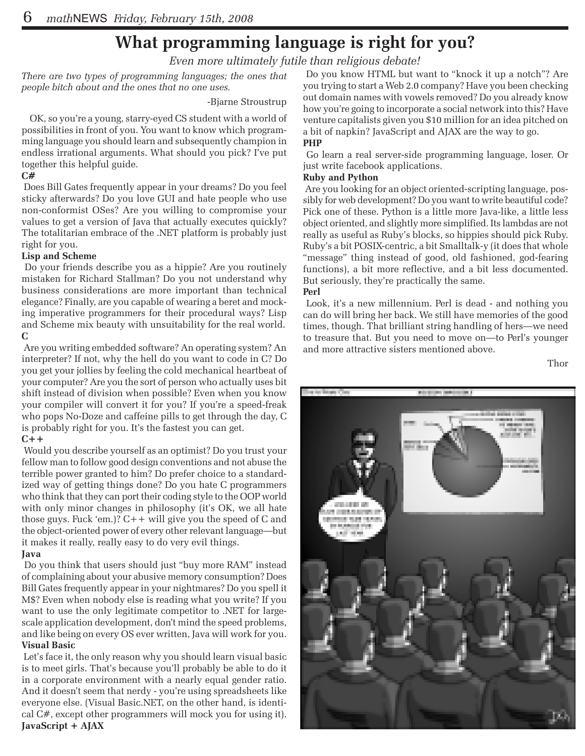# What programming language is right for you?

*Even more ultimately futile than religious debate!*

*There are two types of programming languages; the ones that people bitch about and the ones that no one uses.*

-Bjarne Stroustrup

OK, so you're a young, starry-eyed CS student with a world of possibilities in front of you. You want to know which programming language you should learn and subsequently champion in endless irrational arguments. What should you pick? I've put together this helpful guide.

**C#**

Does Bill Gates frequently appear in your dreams? Do you feel sticky afterwards? Do you love GUI and hate people who use non-conformist OSes? Are you willing to compromise your values to get a version of Java that actually executes quickly? The totalitarian embrace of the .NET platform is probably just right for you.

**Lisp and Scheme**

Do your friends describe you as a hippie? Are you routinely mistaken for Richard Stallman? Do you not understand why business considerations are more important than technical elegance? Finally, are you capable of wearing a beret and mocking imperative programmers for their procedural ways? Lisp and Scheme mix beauty with unsuitability for the real world.

**C**

Are you writing embedded software? An operating system? An interpreter? If not, why the hell do you want to code in C? Do you get your jollies by feeling the cold mechanical heartbeat of your computer? Are you the sort of person who actually uses bit shift instead of division when possible? Even when you know your compiler will convert it for you? If you're a speed-freak who pops No-Doze and caffeine pills to get through the day, C is probably right for you. It's the fastest you can get.

**C++**

Would you describe yourself as an optimist? Do you trust your fellow man to follow good design conventions and not abuse the terrible power granted to him? Do prefer choice to a standardized way of getting things done? Do you hate C programmers who think that they can port their coding style to the OOP world with only minor changes in philosophy (it's OK, we all hate those guys. Fuck 'em.)? C++ will give you the speed of C and the object-oriented power of every other relevant language—but it makes it really, really easy to do very evil things.

**Java**

Do you think that users should just "buy more RAM" instead of complaining about your abusive memory consumption? Does Bill Gates frequently appear in your nightmares? Do you spell it M$? Even when nobody else is reading what you write? If you want to use the only legitimate competitor to .NET for large-scale application development, don't mind the speed problems, and like being on every OS ever written, Java will work for you.

**Visual Basic**

Let's face it, the only reason why you should learn visual basic is to meet girls. That's because you'll probably be able to do it in a corporate environment with a nearly equal gender ratio. And it doesn't seem that nerdy - you're using spreadsheets like everyone else. (Visual Basic.NET, on the other hand, is identical C#, except other programmers will mock you for using it).

**JavaScript + AJAX**

Do you know HTML but want to "knock it up a notch"? Are you trying to start a Web 2.0 company? Have you been checking out domain names with vowels removed? Do you already know how you're going to incorporate a social network into this? Have venture capitalists given you $10 million for an idea pitched on a bit of napkin? JavaScript and AJAX are the way to go.

**PHP**

Go learn a real server-side programming language, loser. Or just write facebook applications.

**Ruby and Python**

Are you looking for an object oriented-scripting language, possibly for web development? Do you want to write beautiful code? Pick one of these. Python is a little more Java-like, a little less object oriented, and slightly more simplified. Its lambdas are not really as useful as Ruby's blocks, so hippies should pick Ruby. Ruby's a bit POSIX-centric, a bit Smalltalk-y (it does that whole "message" thing instead of good, old fashioned, god-fearing functions), a bit more reflective, and a bit less documented. But seriously, they're practically the same.

**Perl**

Look, it's a new millennium. Perl is dead - and nothing you can do will bring her back. We still have memories of the good times, though. That brilliant string handling of hers—we need to treasure that. But you need to move on—to Perl's younger and more attractive sisters mentioned above.

Thor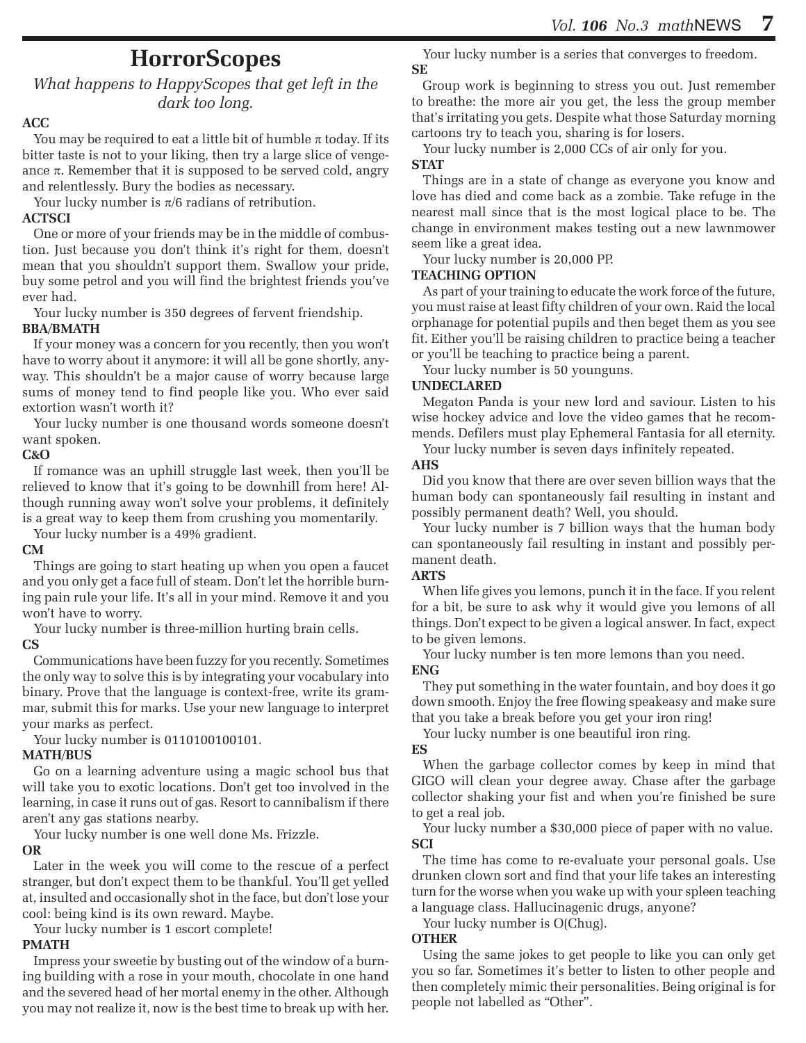# HorrorScopes

*What happens to HappyScopes that get left in the dark too long.*

**ACC**

You may be required to eat a little bit of humble $\pi$ today. If its bitter taste is not to your liking, then try a large slice of vengeance $\pi$. Remember that it is supposed to be served cold, angry and relentlessly. Bury the bodies as necessary.

Your lucky number is $\pi/6$ radians of retribution.

**ACTSCI**

One or more of your friends may be in the middle of combustion. Just because you don't think it's right for them, doesn't mean that you shouldn't support them. Swallow your pride, buy some petrol and you will find the brightest friends you've ever had.

Your lucky number is 350 degrees of fervent friendship.

**BBA/BMATH**

If your money was a concern for you recently, then you won't have to worry about it anymore: it will all be gone shortly, anyway. This shouldn't be a major cause of worry because large sums of money tend to find people like you. Who ever said extortion wasn't worth it?

Your lucky number is one thousand words someone doesn't want spoken.

**C&O**

If romance was an uphill struggle last week, then you'll be relieved to know that it's going to be downhill from here! Although running away won't solve your problems, it definitely is a great way to keep them from crushing you momentarily.

Your lucky number is a 49% gradient.

**CM**

Things are going to start heating up when you open a faucet and you only get a face full of steam. Don't let the horrible burning pain rule your life. It's all in your mind. Remove it and you won't have to worry.

Your lucky number is three-million hurting brain cells.

**CS**

Communications have been fuzzy for you recently. Sometimes the only way to solve this is by integrating your vocabulary into binary. Prove that the language is context-free, write its grammar, submit this for marks. Use your new language to interpret your marks as perfect.

Your lucky number is 0110100100101.

**MATH/BUS**

Go on a learning adventure using a magic school bus that will take you to exotic locations. Don't get too involved in the learning, in case it runs out of gas. Resort to cannibalism if there aren't any gas stations nearby.

Your lucky number is one well done Ms. Frizzle.

**OR**

Later in the week you will come to the rescue of a perfect stranger, but don't expect them to be thankful. You'll get yelled at, insulted and occasionally shot in the face, but don't lose your cool: being kind is its own reward. Maybe.

Your lucky number is 1 escort complete!

**PMATH**

Impress your sweetie by busting out of the window of a burning building with a rose in your mouth, chocolate in one hand and the severed head of her mortal enemy in the other. Although you may not realize it, now is the best time to break up with her.

Your lucky number is a series that converges to freedom.

**SE**

Group work is beginning to stress you out. Just remember to breathe: the more air you get, the less the group member that's irritating you gets. Despite what those Saturday morning cartoons try to teach you, sharing is for losers.

Your lucky number is 2,000 CCs of air only for you.

**STAT**

Things are in a state of change as everyone you know and love has died and come back as a zombie. Take refuge in the nearest mall since that is the most logical place to be. The change in environment makes testing out a new lawnmower seem like a great idea.

Your lucky number is 20,000 PP.

**TEACHING OPTION**

As part of your training to educate the work force of the future, you must raise at least fifty children of your own. Raid the local orphanage for potential pupils and then beget them as you see fit. Either you'll be raising children to practice being a teacher or you'll be teaching to practice being a parent.

Your lucky number is 50 younguns.

**UNDECLARED**

Megaton Panda is your new lord and saviour. Listen to his wise hockey advice and love the video games that he recommends. Defilers must play Ephemeral Fantasia for all eternity.

Your lucky number is seven days infinitely repeated.

**AHS**

Did you know that there are over seven billion ways that the human body can spontaneously fail resulting in instant and possibly permanent death? Well, you should.

Your lucky number is 7 billion ways that the human body can spontaneously fail resulting in instant and possibly permanent death.

**ARTS**

When life gives you lemons, punch it in the face. If you relent for a bit, be sure to ask why it would give you lemons of all things. Don't expect to be given a logical answer. In fact, expect to be given lemons.

Your lucky number is ten more lemons than you need.

**ENG**

They put something in the water fountain, and boy does it go down smooth. Enjoy the free flowing speakeasy and make sure that you take a break before you get your iron ring!

Your lucky number is one beautiful iron ring.

**ES**

When the garbage collector comes by keep in mind that GIGO will clean your degree away. Chase after the garbage collector shaking your fist and when you're finished be sure to get a real job.

Your lucky number a $30,000 piece of paper with no value.

**SCI**

The time has come to re-evaluate your personal goals. Use drunken clown sort and find that your life takes an interesting turn for the worse when you wake up with your spleen teaching a language class. Hallucinagenic drugs, anyone?

Your lucky number is O(Chug).

**OTHER**

Using the same jokes to get people to like you can only get you so far. Sometimes it's better to listen to other people and then completely mimic their personalities. Being original is for people not labelled as "Other".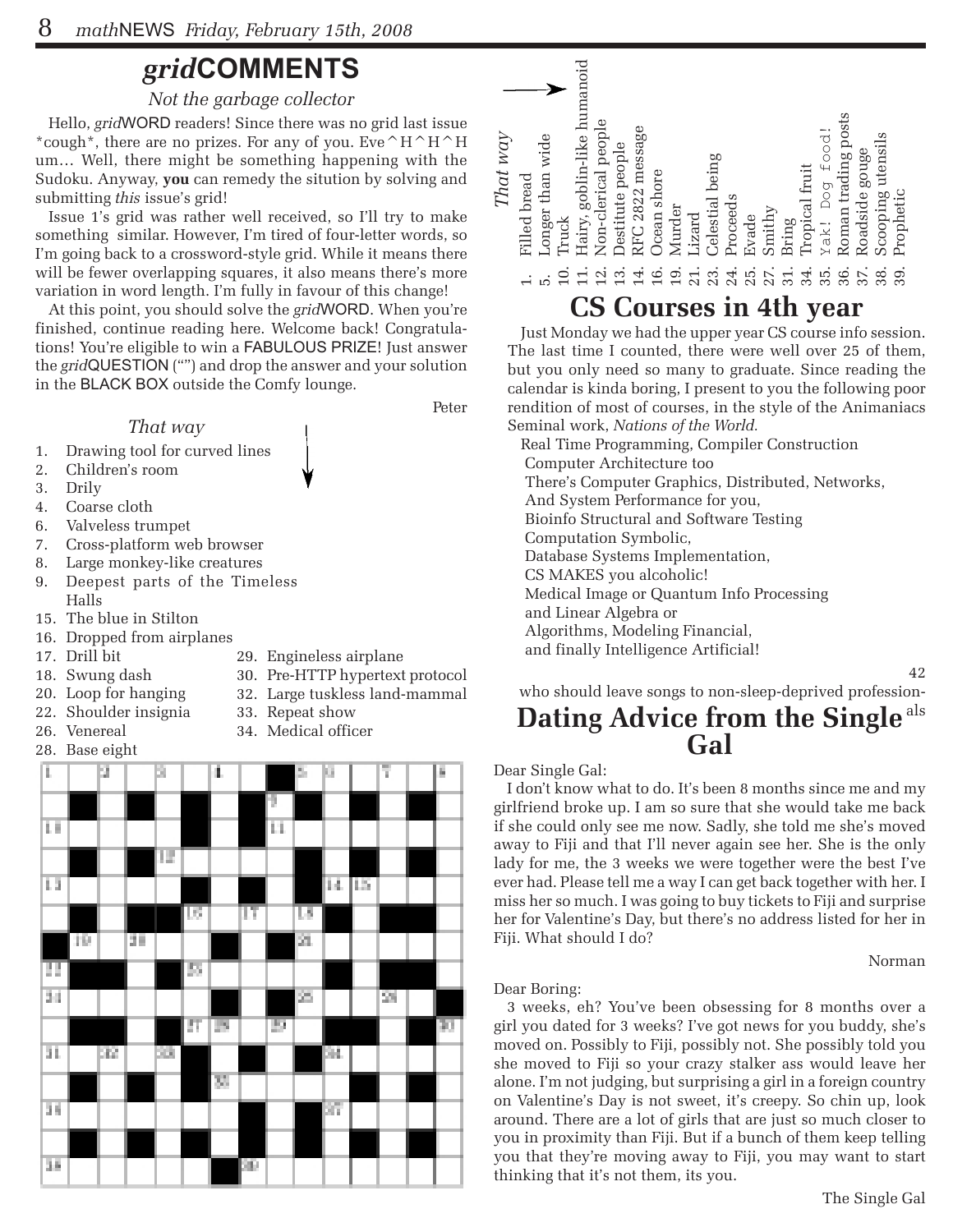# *grid*COMMENTS

*Not the garbage collector*

Hello, *grid*WORD readers! Since there was no grid last issue *cough*, there are no prizes. For any of you. Eve^H^H^H um… Well, there might be something happening with the Sudoku. Anyway, **you** can remedy the sitution by solving and submitting *this* issue's grid!

Issue 1's grid was rather well received, so I'll try to make something similar. However, I'm tired of four-letter words, so I'm going back to a crossword-style grid. While it means there will be fewer overlapping squares, it also means there's more variation in word length. I'm fully in favour of this change!

At this point, you should solve the *grid*WORD. When you're finished, continue reading here. Welcome back! Congratulations! You're eligible to win a FABULOUS PRIZE! Just answer the *grid*QUESTION ("") and drop the answer and your solution in the BLACK BOX outside the Comfy lounge.

Peter

*That way* (down)

1. Drawing tool for curved lines
2. Children's room
3. Drily
4. Coarse cloth
6. Valveless trumpet
7. Cross-platform web browser
8. Large monkey-like creatures
9. Deepest parts of the Timeless Halls
15. The blue in Stilton
16. Dropped from airplanes
17. Drill bit
18. Swung dash
20. Loop for hanging
22. Shoulder insignia
26. Venereal
28. Base eight
29. Engineless airplane
30. Pre-HTTP hypertext protocol
32. Large tuskless land-mammal
33. Repeat show
34. Medical officer

*That way* (across)

1. Filled bread
5. Longer than wide
10. Truck
11. Hairy, goblin-like humanoid
12. Non-clerical people
13. Destitute people
14. RFC 2822 message
16. Ocean shore
19. Murder
21. Lizard
23. Celestial being
24. Proceeds
25. Evade
27. Smithy
31. Bring
34. Tropical fruit
35. `Yak! Dog food!`
36. Roman trading posts
37. Roadside gouge
38. Scooping utensils
39. Prophetic

## CS Courses in 4th year

Just Monday we had the upper year CS course info session. The last time I counted, there were well over 25 of them, but you only need so many to graduate. Since reading the calendar is kinda boring, I present to you the following poor rendition of most of courses, in the style of the Animaniacs Seminal work, *Nations of the World*.

Real Time Programming, Compiler Construction  
Computer Architecture too  
There's Computer Graphics, Distributed, Networks,  
And System Performance for you,  
Bioinfo Structural and Software Testing  
Computation Symbolic,  
Database Systems Implementation,  
CS MAKES you alcoholic!  
Medical Image or Quantum Info Processing  
and Linear Algebra or  
Algorithms, Modeling Financial,  
and finally Intelligence Artificial!

42  
who should leave songs to non-sleep-deprived professionals

## Dating Advice from the Single Gal

Dear Single Gal:

I don't know what to do. It's been 8 months since me and my girlfriend broke up. I am so sure that she would take me back if she could only see me now. Sadly, she told me she's moved away to Fiji and that I'll never again see her. She is the only lady for me, the 3 weeks we were together were the best I've ever had. Please tell me a way I can get back together with her. I miss her so much. I was going to buy tickets to Fiji and surprise her for Valentine's Day, but there's no address listed for her in Fiji. What should I do?

Norman

Dear Boring:

3 weeks, eh? You've been obsessing for 8 months over a girl you dated for 3 weeks? I've got news for you buddy, she's moved on. Possibly to Fiji, possibly not. She possibly told you she moved to Fiji so your crazy stalker ass would leave her alone. I'm not judging, but surprising a girl in a foreign country on Valentine's Day is not sweet, it's creepy. So chin up, look around. There are a lot of girls that are just so much closer to you in proximity than Fiji. But if a bunch of them keep telling you that they're moving away to Fiji, you may want to start thinking that it's not them, its you.

The Single Gal